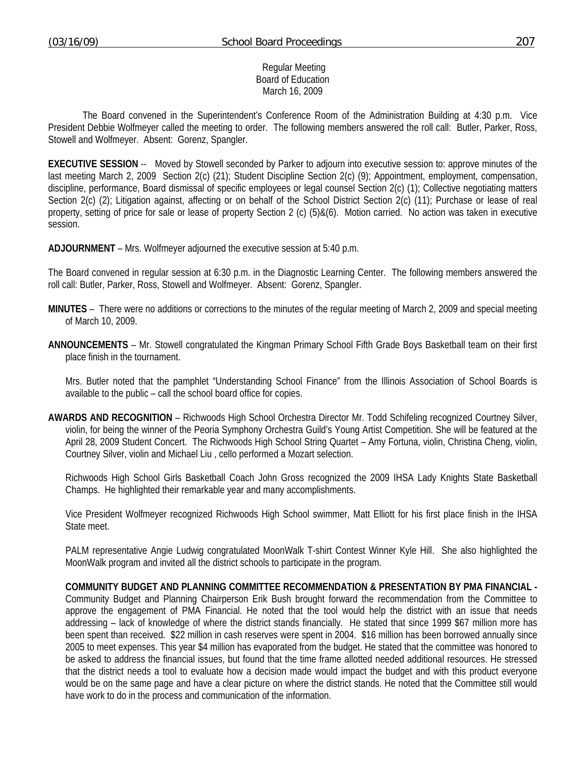Regular Meeting
Board of Education
March 16, 2009

The Board convened in the Superintendent's Conference Room of the Administration Building at 4:30 p.m. Vice President Debbie Wolfmeyer called the meeting to order. The following members answered the roll call: Butler, Parker, Ross, Stowell and Wolfmeyer. Absent: Gorenz, Spangler.

**EXECUTIVE SESSION** -- Moved by Stowell seconded by Parker to adjourn into executive session to: approve minutes of the last meeting March 2, 2009 Section 2(c) (21); Student Discipline Section 2(c) (9); Appointment, employment, compensation, discipline, performance, Board dismissal of specific employees or legal counsel Section 2(c) (1); Collective negotiating matters Section 2(c) (2); Litigation against, affecting or on behalf of the School District Section 2(c) (11); Purchase or lease of real property, setting of price for sale or lease of property Section 2 (c) (5)&(6). Motion carried. No action was taken in executive session.

**ADJOURNMENT** – Mrs. Wolfmeyer adjourned the executive session at 5:40 p.m.

The Board convened in regular session at 6:30 p.m. in the Diagnostic Learning Center. The following members answered the roll call: Butler, Parker, Ross, Stowell and Wolfmeyer. Absent: Gorenz, Spangler.

**MINUTES** – There were no additions or corrections to the minutes of the regular meeting of March 2, 2009 and special meeting of March 10, 2009.

**ANNOUNCEMENTS** – Mr. Stowell congratulated the Kingman Primary School Fifth Grade Boys Basketball team on their first place finish in the tournament.

Mrs. Butler noted that the pamphlet "Understanding School Finance" from the Illinois Association of School Boards is available to the public – call the school board office for copies.

**AWARDS AND RECOGNITION** – Richwoods High School Orchestra Director Mr. Todd Schifeling recognized Courtney Silver, violin, for being the winner of the Peoria Symphony Orchestra Guild's Young Artist Competition. She will be featured at the April 28, 2009 Student Concert. The Richwoods High School String Quartet – Amy Fortuna, violin, Christina Cheng, violin, Courtney Silver, violin and Michael Liu , cello performed a Mozart selection.

Richwoods High School Girls Basketball Coach John Gross recognized the 2009 IHSA Lady Knights State Basketball Champs. He highlighted their remarkable year and many accomplishments.

Vice President Wolfmeyer recognized Richwoods High School swimmer, Matt Elliott for his first place finish in the IHSA State meet.

PALM representative Angie Ludwig congratulated MoonWalk T-shirt Contest Winner Kyle Hill. She also highlighted the MoonWalk program and invited all the district schools to participate in the program.

**COMMUNITY BUDGET AND PLANNING COMMITTEE RECOMMENDATION & PRESENTATION BY PMA FINANCIAL -** Community Budget and Planning Chairperson Erik Bush brought forward the recommendation from the Committee to approve the engagement of PMA Financial. He noted that the tool would help the district with an issue that needs addressing – lack of knowledge of where the district stands financially. He stated that since 1999 $67 million more has been spent than received. $22 million in cash reserves were spent in 2004. $16 million has been borrowed annually since 2005 to meet expenses. This year $4 million has evaporated from the budget. He stated that the committee was honored to be asked to address the financial issues, but found that the time frame allotted needed additional resources. He stressed that the district needs a tool to evaluate how a decision made would impact the budget and with this product everyone would be on the same page and have a clear picture on where the district stands. He noted that the Committee still would have work to do in the process and communication of the information.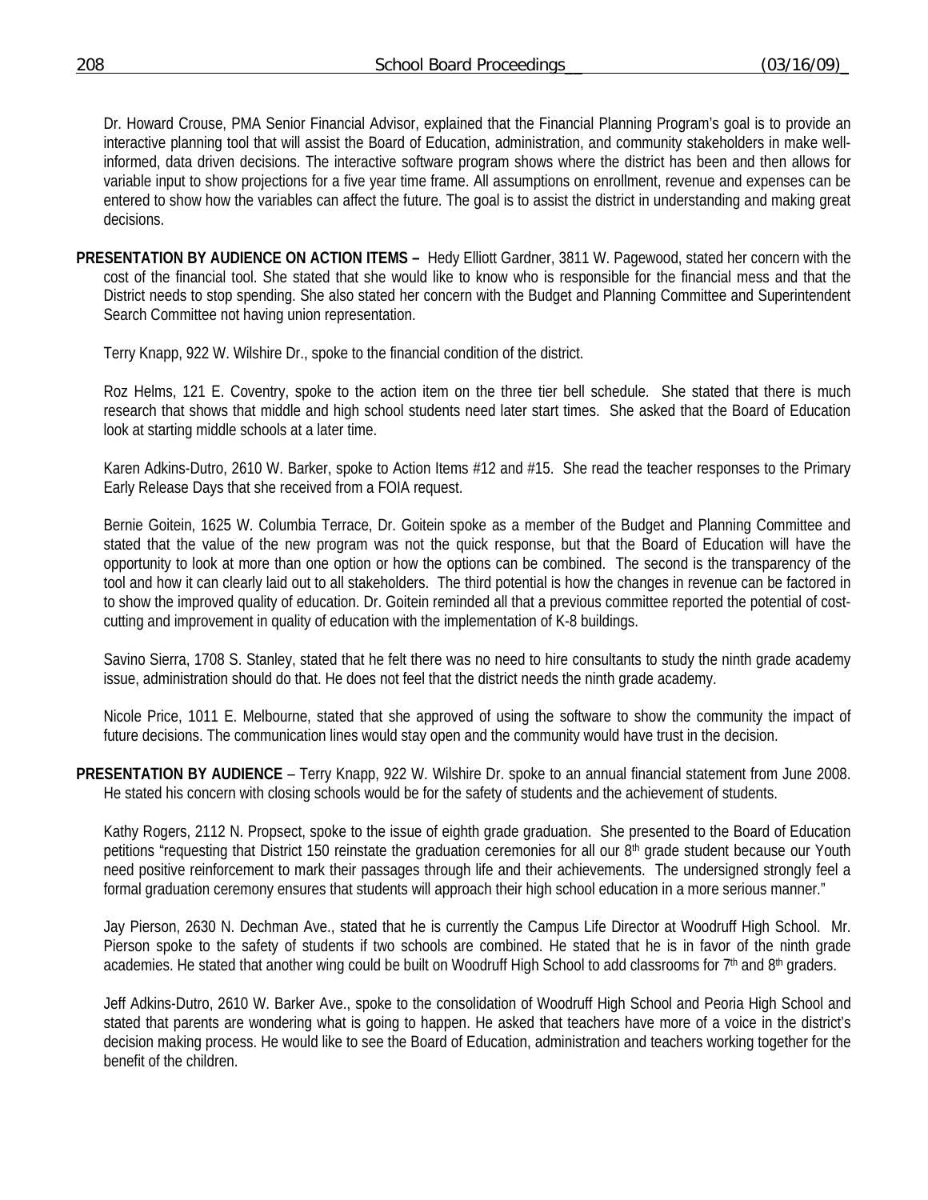Dr. Howard Crouse, PMA Senior Financial Advisor, explained that the Financial Planning Program's goal is to provide an interactive planning tool that will assist the Board of Education, administration, and community stakeholders in make well-informed, data driven decisions. The interactive software program shows where the district has been and then allows for variable input to show projections for a five year time frame. All assumptions on enrollment, revenue and expenses can be entered to show how the variables can affect the future. The goal is to assist the district in understanding and making great decisions.

**PRESENTATION BY AUDIENCE ON ACTION ITEMS –** Hedy Elliott Gardner, 3811 W. Pagewood, stated her concern with the cost of the financial tool. She stated that she would like to know who is responsible for the financial mess and that the District needs to stop spending. She also stated her concern with the Budget and Planning Committee and Superintendent Search Committee not having union representation.

Terry Knapp, 922 W. Wilshire Dr., spoke to the financial condition of the district.

Roz Helms, 121 E. Coventry, spoke to the action item on the three tier bell schedule. She stated that there is much research that shows that middle and high school students need later start times. She asked that the Board of Education look at starting middle schools at a later time.

Karen Adkins-Dutro, 2610 W. Barker, spoke to Action Items #12 and #15. She read the teacher responses to the Primary Early Release Days that she received from a FOIA request.

Bernie Goitein, 1625 W. Columbia Terrace, Dr. Goitein spoke as a member of the Budget and Planning Committee and stated that the value of the new program was not the quick response, but that the Board of Education will have the opportunity to look at more than one option or how the options can be combined. The second is the transparency of the tool and how it can clearly laid out to all stakeholders. The third potential is how the changes in revenue can be factored in to show the improved quality of education. Dr. Goitein reminded all that a previous committee reported the potential of cost-cutting and improvement in quality of education with the implementation of K-8 buildings.

Savino Sierra, 1708 S. Stanley, stated that he felt there was no need to hire consultants to study the ninth grade academy issue, administration should do that. He does not feel that the district needs the ninth grade academy.

Nicole Price, 1011 E. Melbourne, stated that she approved of using the software to show the community the impact of future decisions. The communication lines would stay open and the community would have trust in the decision.

**PRESENTATION BY AUDIENCE** – Terry Knapp, 922 W. Wilshire Dr. spoke to an annual financial statement from June 2008. He stated his concern with closing schools would be for the safety of students and the achievement of students.

Kathy Rogers, 2112 N. Propsect, spoke to the issue of eighth grade graduation. She presented to the Board of Education petitions "requesting that District 150 reinstate the graduation ceremonies for all our 8th grade student because our Youth need positive reinforcement to mark their passages through life and their achievements. The undersigned strongly feel a formal graduation ceremony ensures that students will approach their high school education in a more serious manner."

Jay Pierson, 2630 N. Dechman Ave., stated that he is currently the Campus Life Director at Woodruff High School. Mr. Pierson spoke to the safety of students if two schools are combined. He stated that he is in favor of the ninth grade academies. He stated that another wing could be built on Woodruff High School to add classrooms for 7th and 8th graders.

Jeff Adkins-Dutro, 2610 W. Barker Ave., spoke to the consolidation of Woodruff High School and Peoria High School and stated that parents are wondering what is going to happen. He asked that teachers have more of a voice in the district's decision making process. He would like to see the Board of Education, administration and teachers working together for the benefit of the children.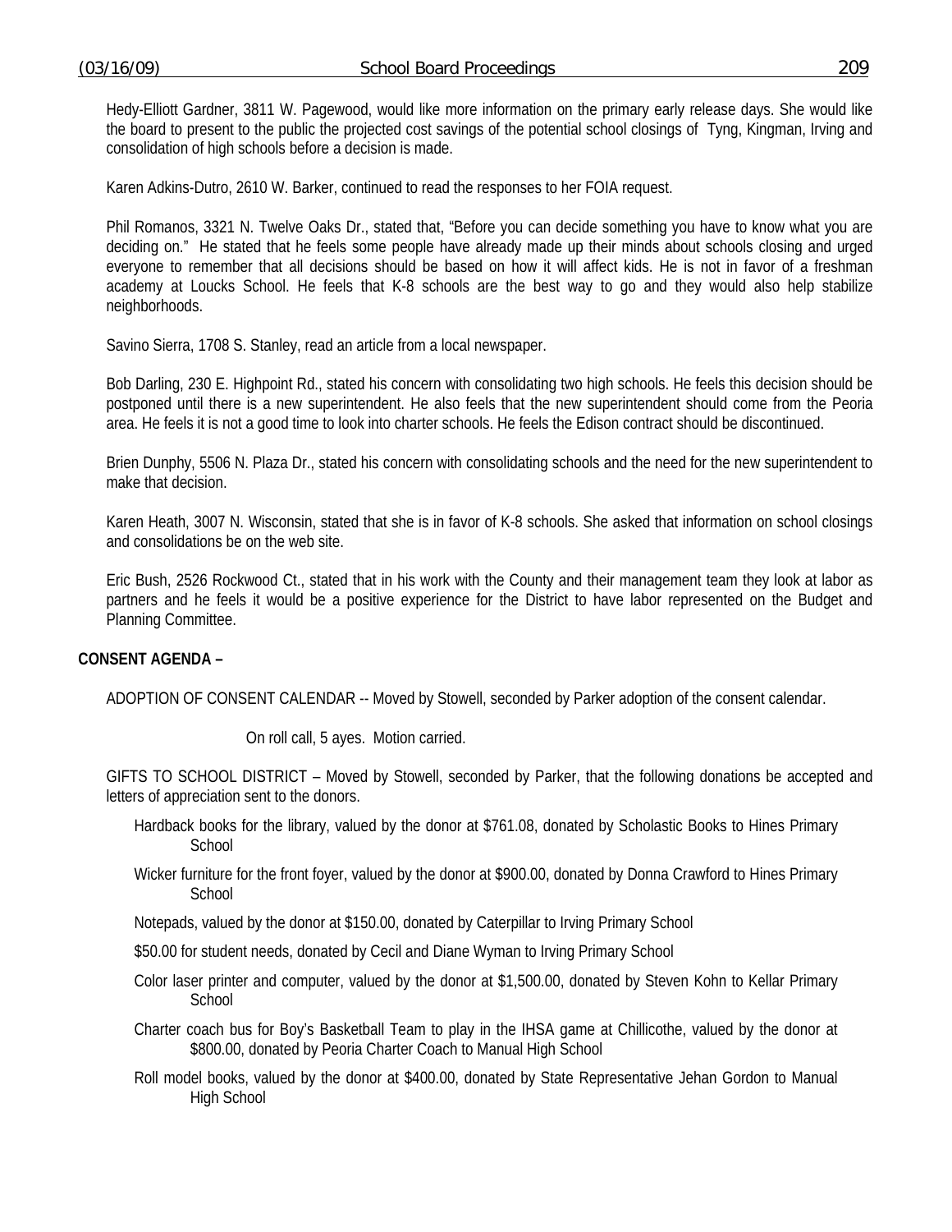Hedy-Elliott Gardner, 3811 W. Pagewood, would like more information on the primary early release days. She would like the board to present to the public the projected cost savings of the potential school closings of Tyng, Kingman, Irving and consolidation of high schools before a decision is made.

Karen Adkins-Dutro, 2610 W. Barker, continued to read the responses to her FOIA request.

Phil Romanos, 3321 N. Twelve Oaks Dr., stated that, "Before you can decide something you have to know what you are deciding on." He stated that he feels some people have already made up their minds about schools closing and urged everyone to remember that all decisions should be based on how it will affect kids. He is not in favor of a freshman academy at Loucks School. He feels that K-8 schools are the best way to go and they would also help stabilize neighborhoods.

Savino Sierra, 1708 S. Stanley, read an article from a local newspaper.

Bob Darling, 230 E. Highpoint Rd., stated his concern with consolidating two high schools. He feels this decision should be postponed until there is a new superintendent. He also feels that the new superintendent should come from the Peoria area. He feels it is not a good time to look into charter schools. He feels the Edison contract should be discontinued.

Brien Dunphy, 5506 N. Plaza Dr., stated his concern with consolidating schools and the need for the new superintendent to make that decision.

Karen Heath, 3007 N. Wisconsin, stated that she is in favor of K-8 schools. She asked that information on school closings and consolidations be on the web site.

Eric Bush, 2526 Rockwood Ct., stated that in his work with the County and their management team they look at labor as partners and he feels it would be a positive experience for the District to have labor represented on the Budget and Planning Committee.

**CONSENT AGENDA –**

ADOPTION OF CONSENT CALENDAR -- Moved by Stowell, seconded by Parker adoption of the consent calendar.

On roll call, 5 ayes. Motion carried.

GIFTS TO SCHOOL DISTRICT – Moved by Stowell, seconded by Parker, that the following donations be accepted and letters of appreciation sent to the donors.

Hardback books for the library, valued by the donor at $761.08, donated by Scholastic Books to Hines Primary School

Wicker furniture for the front foyer, valued by the donor at $900.00, donated by Donna Crawford to Hines Primary School

Notepads, valued by the donor at $150.00, donated by Caterpillar to Irving Primary School

$50.00 for student needs, donated by Cecil and Diane Wyman to Irving Primary School

Color laser printer and computer, valued by the donor at $1,500.00, donated by Steven Kohn to Kellar Primary School

Charter coach bus for Boy's Basketball Team to play in the IHSA game at Chillicothe, valued by the donor at $800.00, donated by Peoria Charter Coach to Manual High School

Roll model books, valued by the donor at $400.00, donated by State Representative Jehan Gordon to Manual High School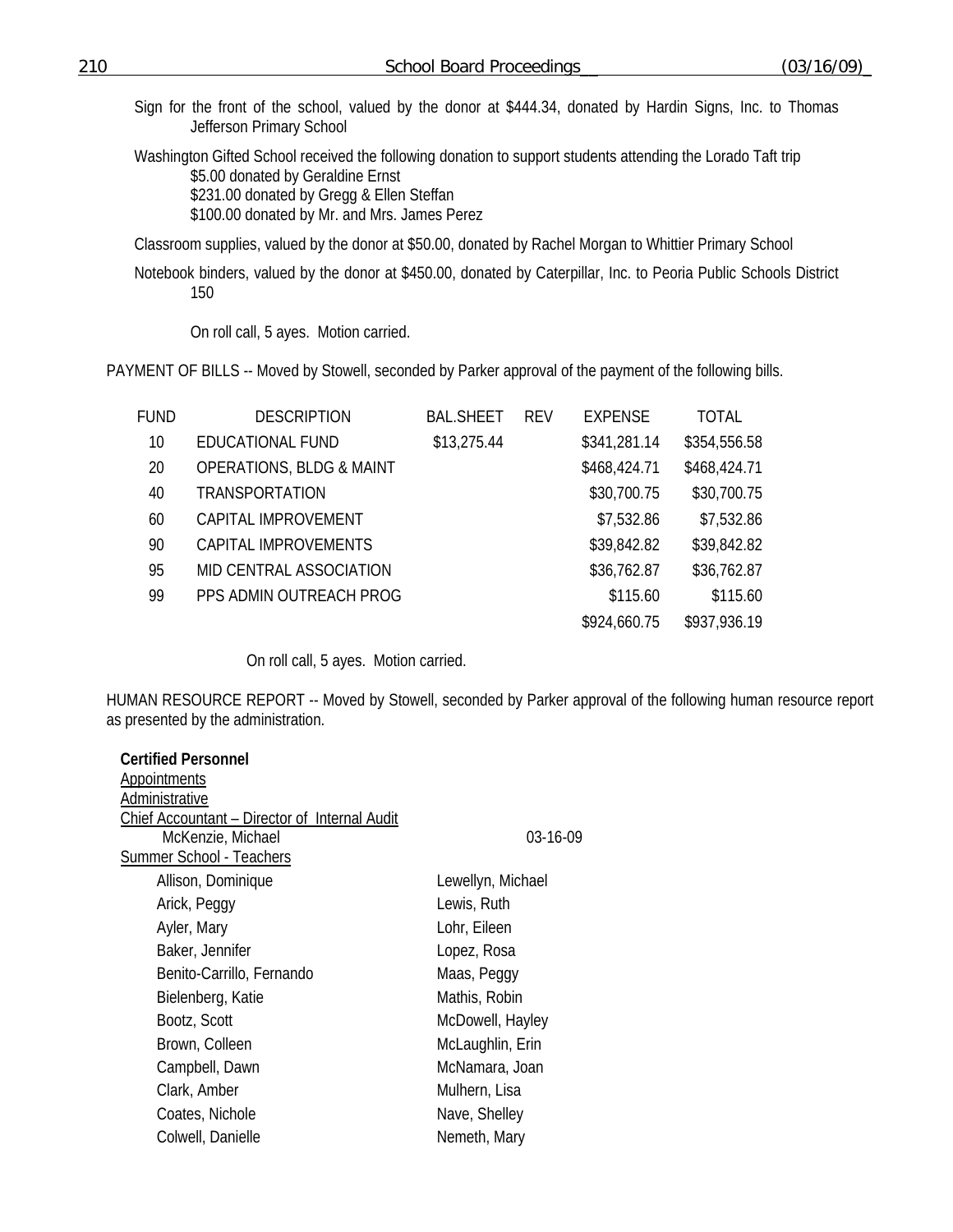Sign for the front of the school, valued by the donor at $444.34, donated by Hardin Signs, Inc. to Thomas Jefferson Primary School

Washington Gifted School received the following donation to support students attending the Lorado Taft trip
- $5.00 donated by Geraldine Ernst
- $231.00 donated by Gregg & Ellen Steffan
- $100.00 donated by Mr. and Mrs. James Perez

Classroom supplies, valued by the donor at $50.00, donated by Rachel Morgan to Whittier Primary School

Notebook binders, valued by the donor at $450.00, donated by Caterpillar, Inc. to Peoria Public Schools District 150

On roll call, 5 ayes. Motion carried.

PAYMENT OF BILLS -- Moved by Stowell, seconded by Parker approval of the payment of the following bills.

| FUND | DESCRIPTION | BAL.SHEET | REV | EXPENSE | TOTAL |
|---|---|---|---|---|---|
| 10 | EDUCATIONAL FUND | $13,275.44 | | $341,281.14 | $354,556.58 |
| 20 | OPERATIONS, BLDG & MAINT | | | $468,424.71 | $468,424.71 |
| 40 | TRANSPORTATION | | | $30,700.75 | $30,700.75 |
| 60 | CAPITAL IMPROVEMENT | | | $7,532.86 | $7,532.86 |
| 90 | CAPITAL IMPROVEMENTS | | | $39,842.82 | $39,842.82 |
| 95 | MID CENTRAL ASSOCIATION | | | $36,762.87 | $36,762.87 |
| 99 | PPS ADMIN OUTREACH PROG | | | $115.60 | $115.60 |
| | | | | $924,660.75 | $937,936.19 |

On roll call, 5 ayes. Motion carried.

HUMAN RESOURCE REPORT -- Moved by Stowell, seconded by Parker approval of the following human resource report as presented by the administration.

**Certified Personnel**

Appointments

Administrative

Chief Accountant – Director of Internal Audit

McKenzie, Michael 03-16-09

Summer School - Teachers

Allison, Dominique
Arick, Peggy
Ayler, Mary
Baker, Jennifer
Benito-Carrillo, Fernando
Bielenberg, Katie
Bootz, Scott
Brown, Colleen
Campbell, Dawn
Clark, Amber
Coates, Nichole
Colwell, Danielle
Lewellyn, Michael
Lewis, Ruth
Lohr, Eileen
Lopez, Rosa
Maas, Peggy
Mathis, Robin
McDowell, Hayley
McLaughlin, Erin
McNamara, Joan
Mulhern, Lisa
Nave, Shelley
Nemeth, Mary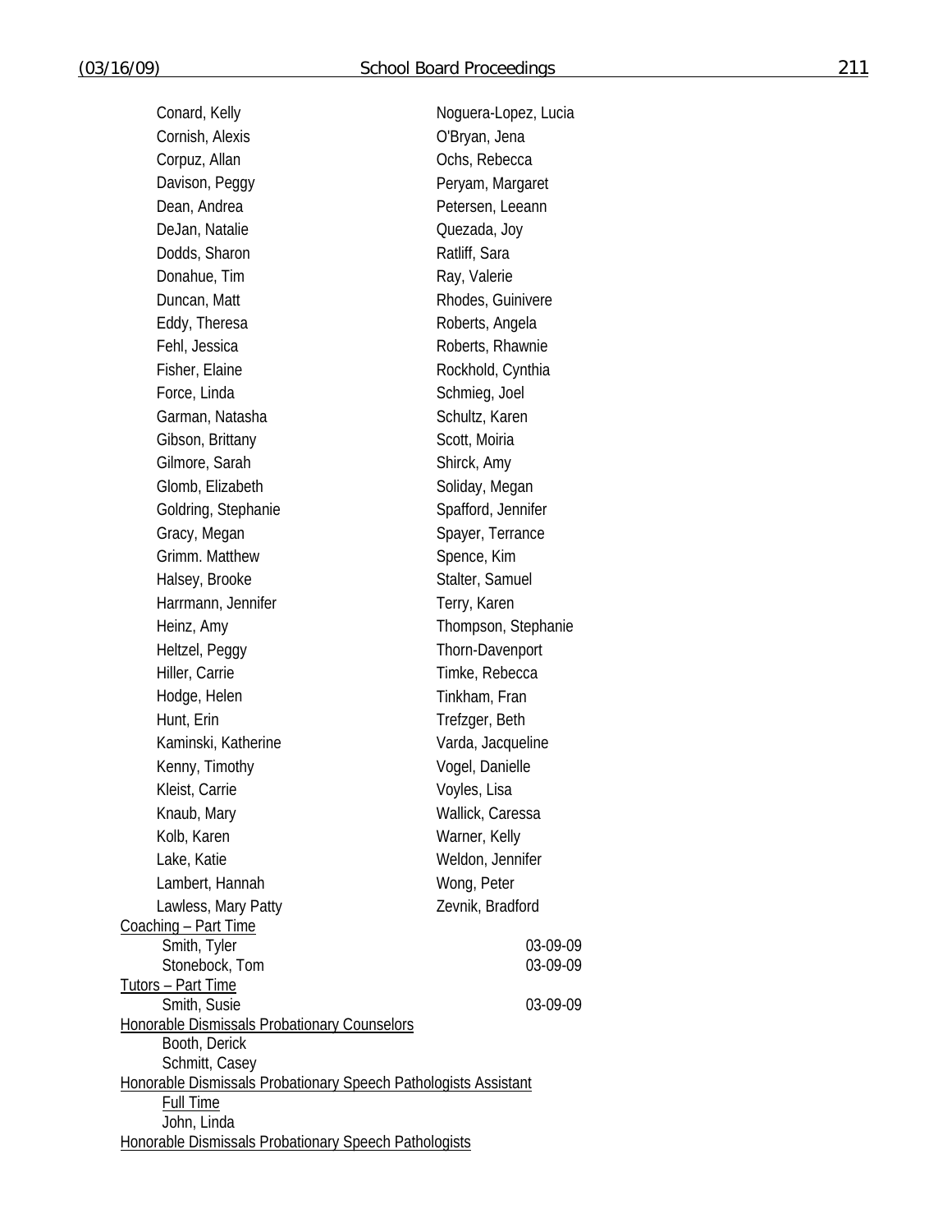Conard, Kelly
Cornish, Alexis
Corpuz, Allan
Davison, Peggy
Dean, Andrea
DeJan, Natalie
Dodds, Sharon
Donahue, Tim
Duncan, Matt
Eddy, Theresa
Fehl, Jessica
Fisher, Elaine
Force, Linda
Garman, Natasha
Gibson, Brittany
Gilmore, Sarah
Glomb, Elizabeth
Goldring, Stephanie
Gracy, Megan
Grimm. Matthew
Halsey, Brooke
Harrmann, Jennifer
Heinz, Amy
Heltzel, Peggy
Hiller, Carrie
Hodge, Helen
Hunt, Erin
Kaminski, Katherine
Kenny, Timothy
Kleist, Carrie
Knaub, Mary
Kolb, Karen
Lake, Katie
Lambert, Hannah
Lawless, Mary Patty
Noguera-Lopez, Lucia
O'Bryan, Jena
Ochs, Rebecca
Peryam, Margaret
Petersen, Leeann
Quezada, Joy
Ratliff, Sara
Ray, Valerie
Rhodes, Guinivere
Roberts, Angela
Roberts, Rhawnie
Rockhold, Cynthia
Schmieg, Joel
Schultz, Karen
Scott, Moiria
Shirck, Amy
Soliday, Megan
Spafford, Jennifer
Spayer, Terrance
Spence, Kim
Stalter, Samuel
Terry, Karen
Thompson, Stephanie
Thorn-Davenport
Timke, Rebecca
Tinkham, Fran
Trefzger, Beth
Varda, Jacqueline
Vogel, Danielle
Voyles, Lisa
Wallick, Caressa
Warner, Kelly
Weldon, Jennifer
Wong, Peter
Zevnik, Bradford

Coaching – Part Time

Smith, Tyler 03-09-09
Stonebock, Tom 03-09-09

Tutors – Part Time

Smith, Susie 03-09-09

Honorable Dismissals Probationary Counselors

Booth, Derick
Schmitt, Casey

Honorable Dismissals Probationary Speech Pathologists Assistant

Full Time

John, Linda

Honorable Dismissals Probationary Speech Pathologists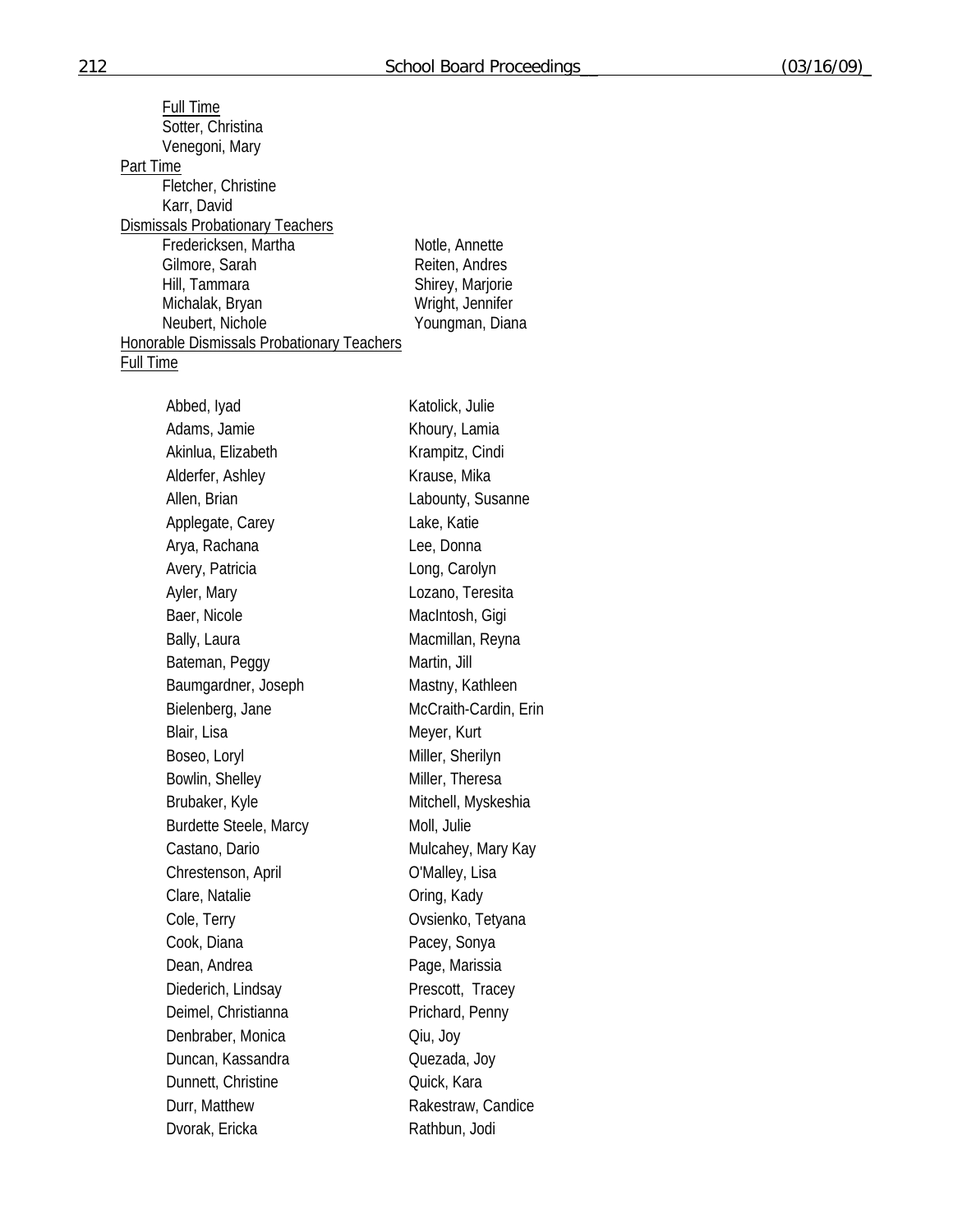Full Time

Sotter, Christina
Venegoni, Mary

Part Time

Fletcher, Christine
Karr, David

Dismissals Probationary Teachers

Fredericksen, Martha
Gilmore, Sarah
Hill, Tammara
Michalak, Bryan
Neubert, Nichole
Notle, Annette
Reiten, Andres
Shirey, Marjorie
Wright, Jennifer
Youngman, Diana

Honorable Dismissals Probationary Teachers

Full Time

Abbed, Iyad
Adams, Jamie
Akinlua, Elizabeth
Alderfer, Ashley
Allen, Brian
Applegate, Carey
Arya, Rachana
Avery, Patricia
Ayler, Mary
Baer, Nicole
Bally, Laura
Bateman, Peggy
Baumgardner, Joseph
Bielenberg, Jane
Blair, Lisa
Boseo, Loryl
Bowlin, Shelley
Brubaker, Kyle
Burdette Steele, Marcy
Castano, Dario
Chrestenson, April
Clare, Natalie
Cole, Terry
Cook, Diana
Dean, Andrea
Diederich, Lindsay
Deimel, Christianna
Denbraber, Monica
Duncan, Kassandra
Dunnett, Christine
Durr, Matthew
Dvorak, Ericka
Katolick, Julie
Khoury, Lamia
Krampitz, Cindi
Krause, Mika
Labounty, Susanne
Lake, Katie
Lee, Donna
Long, Carolyn
Lozano, Teresita
MacIntosh, Gigi
Macmillan, Reyna
Martin, Jill
Mastny, Kathleen
McCraith-Cardin, Erin
Meyer, Kurt
Miller, Sherilyn
Miller, Theresa
Mitchell, Myskeshia
Moll, Julie
Mulcahey, Mary Kay
O'Malley, Lisa
Oring, Kady
Ovsienko, Tetyana
Pacey, Sonya
Page, Marissia
Prescott, Tracey
Prichard, Penny
Qiu, Joy
Quezada, Joy
Quick, Kara
Rakestraw, Candice
Rathbun, Jodi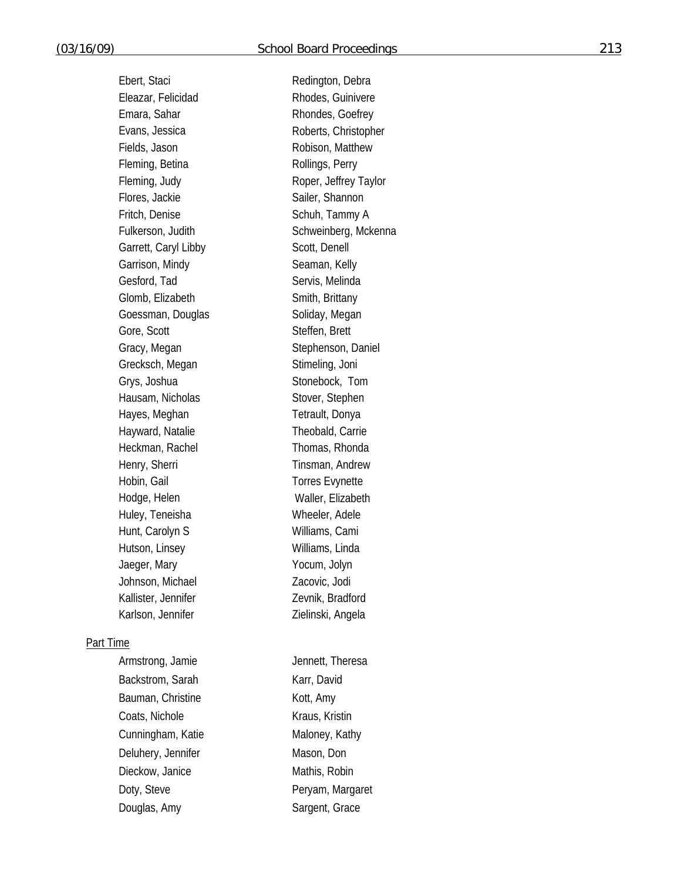Ebert, Staci
Eleazar, Felicidad
Emara, Sahar
Evans, Jessica
Fields, Jason
Fleming, Betina
Fleming, Judy
Flores, Jackie
Fritch, Denise
Fulkerson, Judith
Garrett, Caryl Libby
Garrison, Mindy
Gesford, Tad
Glomb, Elizabeth
Goessman, Douglas
Gore, Scott
Gracy, Megan
Grecksch, Megan
Grys, Joshua
Hausam, Nicholas
Hayes, Meghan
Hayward, Natalie
Heckman, Rachel
Henry, Sherri
Hobin, Gail
Hodge, Helen
Huley, Teneisha
Hunt, Carolyn S
Hutson, Linsey
Jaeger, Mary
Johnson, Michael
Kallister, Jennifer
Karlson, Jennifer
Redington, Debra
Rhodes, Guinivere
Rhondes, Goefrey
Roberts, Christopher
Robison, Matthew
Rollings, Perry
Roper, Jeffrey Taylor
Sailer, Shannon
Schuh, Tammy A
Schweinberg, Mckenna
Scott, Denell
Seaman, Kelly
Servis, Melinda
Smith, Brittany
Soliday, Megan
Steffen, Brett
Stephenson, Daniel
Stimeling, Joni
Stonebock, Tom
Stover, Stephen
Tetrault, Donya
Theobald, Carrie
Thomas, Rhonda
Tinsman, Andrew
Torres Evynette
Waller, Elizabeth
Wheeler, Adele
Williams, Cami
Williams, Linda
Yocum, Jolyn
Zacovic, Jodi
Zevnik, Bradford
Zielinski, Angela

Part Time

Armstrong, Jamie
Backstrom, Sarah
Bauman, Christine
Coats, Nichole
Cunningham, Katie
Deluhery, Jennifer
Dieckow, Janice
Doty, Steve
Douglas, Amy
Jennett, Theresa
Karr, David
Kott, Amy
Kraus, Kristin
Maloney, Kathy
Mason, Don
Mathis, Robin
Peryam, Margaret
Sargent, Grace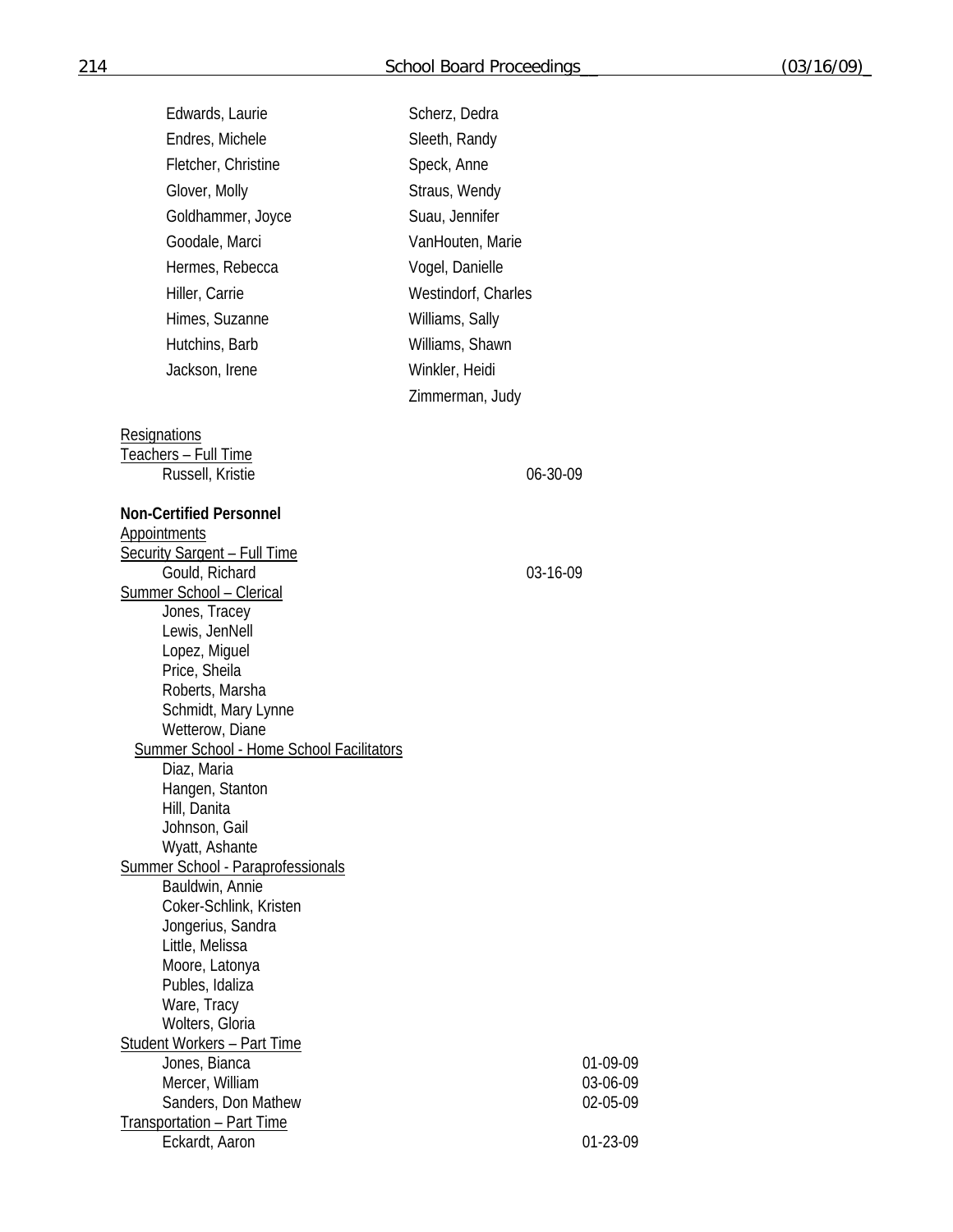Edwards, Laurie
Endres, Michele
Fletcher, Christine
Glover, Molly
Goldhammer, Joyce
Goodale, Marci
Hermes, Rebecca
Hiller, Carrie
Himes, Suzanne
Hutchins, Barb
Jackson, Irene
Scherz, Dedra
Sleeth, Randy
Speck, Anne
Straus, Wendy
Suau, Jennifer
VanHouten, Marie
Vogel, Danielle
Westindorf, Charles
Williams, Sally
Williams, Shawn
Winkler, Heidi
Zimmerman, Judy

Resignations

Teachers – Full Time

Russell, Kristie 06-30-09

**Non-Certified Personnel**

Appointments

Security Sargent – Full Time

Gould, Richard 03-16-09

Summer School – Clerical

Jones, Tracey
Lewis, JenNell
Lopez, Miguel
Price, Sheila
Roberts, Marsha
Schmidt, Mary Lynne
Wetterow, Diane

Summer School - Home School Facilitators

Diaz, Maria
Hangen, Stanton
Hill, Danita
Johnson, Gail
Wyatt, Ashante

Summer School - Paraprofessionals

Bauldwin, Annie
Coker-Schlink, Kristen
Jongerius, Sandra
Little, Melissa
Moore, Latonya
Publes, Idaliza
Ware, Tracy
Wolters, Gloria

Student Workers – Part Time

Jones, Bianca 01-09-09
Mercer, William 03-06-09
Sanders, Don Mathew 02-05-09

Transportation – Part Time

Eckardt, Aaron 01-23-09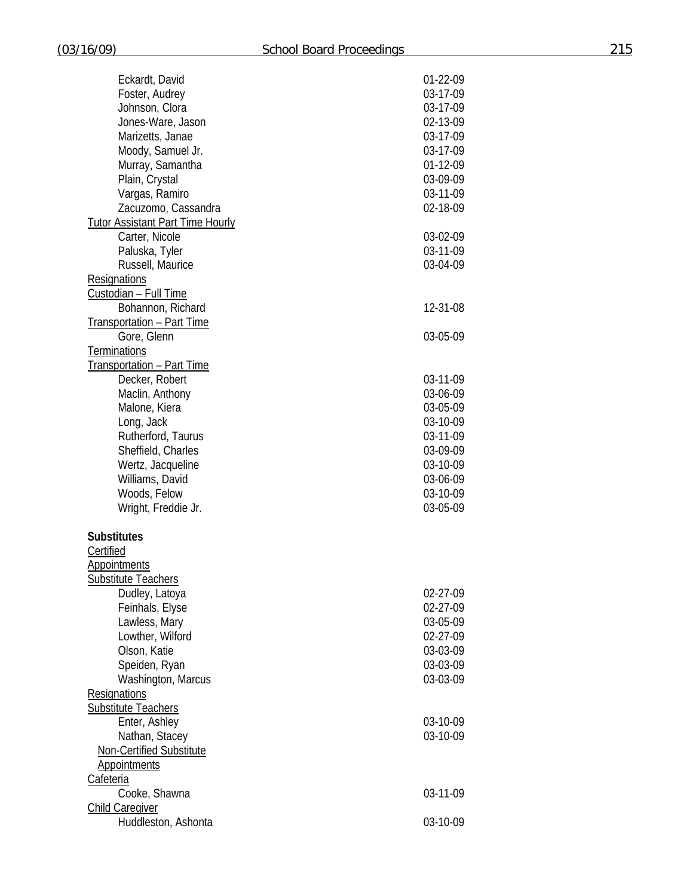| | |
|---|---|
| Eckardt, David | 01-22-09 |
| Foster, Audrey | 03-17-09 |
| Johnson, Clora | 03-17-09 |
| Jones-Ware, Jason | 02-13-09 |
| Marizetts, Janae | 03-17-09 |
| Moody, Samuel Jr. | 03-17-09 |
| Murray, Samantha | 01-12-09 |
| Plain, Crystal | 03-09-09 |
| Vargas, Ramiro | 03-11-09 |
| Zacuzomo, Cassandra | 02-18-09 |
| Tutor Assistant Part Time Hourly | |
| Carter, Nicole | 03-02-09 |
| Paluska, Tyler | 03-11-09 |
| Russell, Maurice | 03-04-09 |
| Resignations | |
| Custodian – Full Time | |
| Bohannon, Richard | 12-31-08 |
| Transportation – Part Time | |
| Gore, Glenn | 03-05-09 |
| Terminations | |
| Transportation – Part Time | |
| Decker, Robert | 03-11-09 |
| Maclin, Anthony | 03-06-09 |
| Malone, Kiera | 03-05-09 |
| Long, Jack | 03-10-09 |
| Rutherford, Taurus | 03-11-09 |
| Sheffield, Charles | 03-09-09 |
| Wertz, Jacqueline | 03-10-09 |
| Williams, David | 03-06-09 |
| Woods, Felow | 03-10-09 |
| Wright, Freddie Jr. | 03-05-09 |

**Substitutes**

| | |
|---|---|
| Certified | |
| Appointments | |
| Substitute Teachers | |
| Dudley, Latoya | 02-27-09 |
| Feinhals, Elyse | 02-27-09 |
| Lawless, Mary | 03-05-09 |
| Lowther, Wilford | 02-27-09 |
| Olson, Katie | 03-03-09 |
| Speiden, Ryan | 03-03-09 |
| Washington, Marcus | 03-03-09 |
| Resignations | |
| Substitute Teachers | |
| Enter, Ashley | 03-10-09 |
| Nathan, Stacey | 03-10-09 |
| Non-Certified Substitute | |
| Appointments | |
| Cafeteria | |
| Cooke, Shawna | 03-11-09 |
| Child Caregiver | |
| Huddleston, Ashonta | 03-10-09 |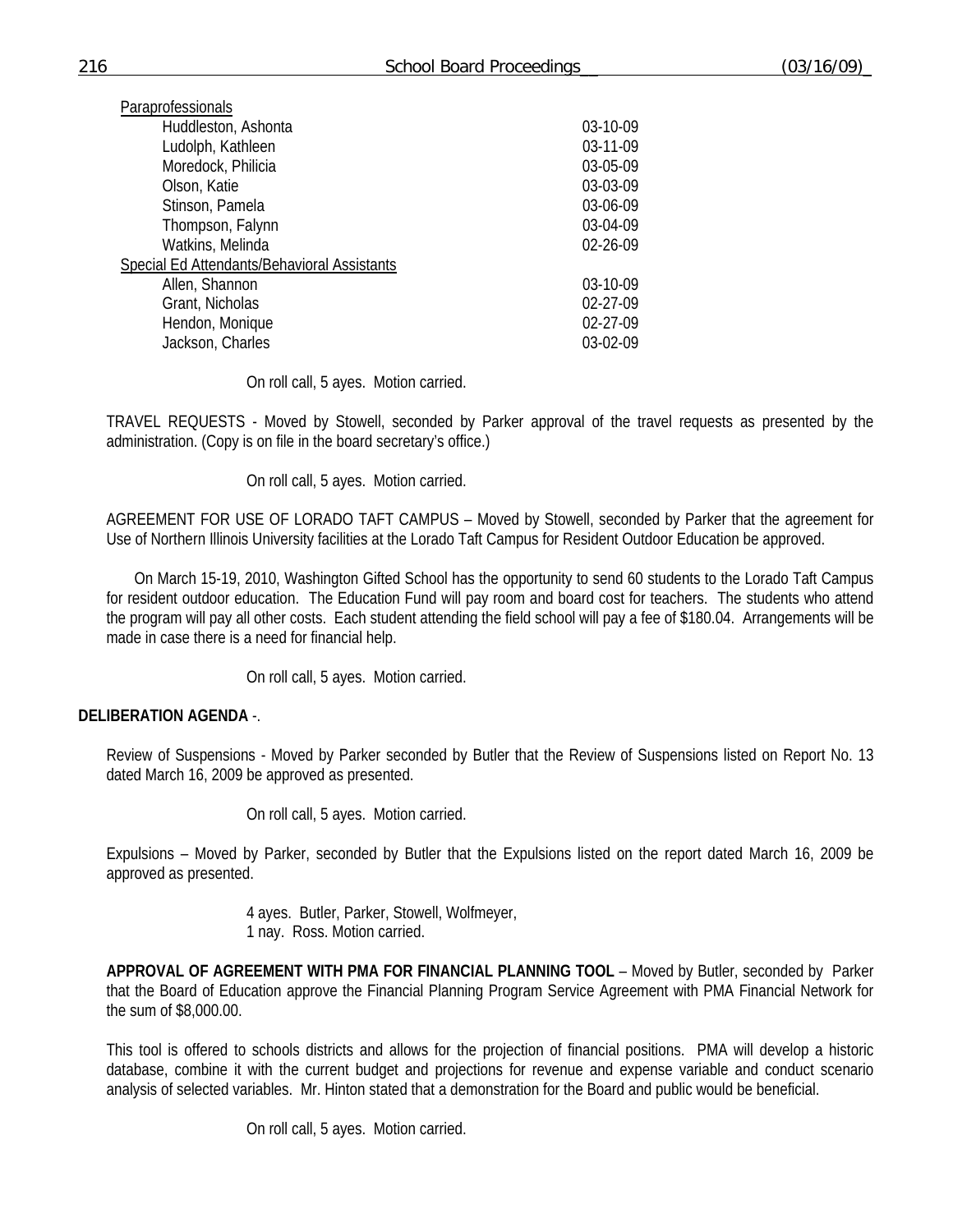| Paraprofessionals | |
|---|---|
| Huddleston, Ashonta | 03-10-09 |
| Ludolph, Kathleen | 03-11-09 |
| Moredock, Philicia | 03-05-09 |
| Olson, Katie | 03-03-09 |
| Stinson, Pamela | 03-06-09 |
| Thompson, Falynn | 03-04-09 |
| Watkins, Melinda | 02-26-09 |
| Special Ed Attendants/Behavioral Assistants | |
| Allen, Shannon | 03-10-09 |
| Grant, Nicholas | 02-27-09 |
| Hendon, Monique | 02-27-09 |
| Jackson, Charles | 03-02-09 |

On roll call, 5 ayes. Motion carried.

TRAVEL REQUESTS - Moved by Stowell, seconded by Parker approval of the travel requests as presented by the administration. (Copy is on file in the board secretary's office.)

On roll call, 5 ayes. Motion carried.

AGREEMENT FOR USE OF LORADO TAFT CAMPUS – Moved by Stowell, seconded by Parker that the agreement for Use of Northern Illinois University facilities at the Lorado Taft Campus for Resident Outdoor Education be approved.

On March 15-19, 2010, Washington Gifted School has the opportunity to send 60 students to the Lorado Taft Campus for resident outdoor education. The Education Fund will pay room and board cost for teachers. The students who attend the program will pay all other costs. Each student attending the field school will pay a fee of $180.04. Arrangements will be made in case there is a need for financial help.

On roll call, 5 ayes. Motion carried.

**DELIBERATION AGENDA** -.

Review of Suspensions - Moved by Parker seconded by Butler that the Review of Suspensions listed on Report No. 13 dated March 16, 2009 be approved as presented.

On roll call, 5 ayes. Motion carried.

Expulsions – Moved by Parker, seconded by Butler that the Expulsions listed on the report dated March 16, 2009 be approved as presented.

4 ayes. Butler, Parker, Stowell, Wolfmeyer,
1 nay. Ross. Motion carried.

**APPROVAL OF AGREEMENT WITH PMA FOR FINANCIAL PLANNING TOOL** – Moved by Butler, seconded by Parker that the Board of Education approve the Financial Planning Program Service Agreement with PMA Financial Network for the sum of $8,000.00.

This tool is offered to schools districts and allows for the projection of financial positions. PMA will develop a historic database, combine it with the current budget and projections for revenue and expense variable and conduct scenario analysis of selected variables. Mr. Hinton stated that a demonstration for the Board and public would be beneficial.

On roll call, 5 ayes. Motion carried.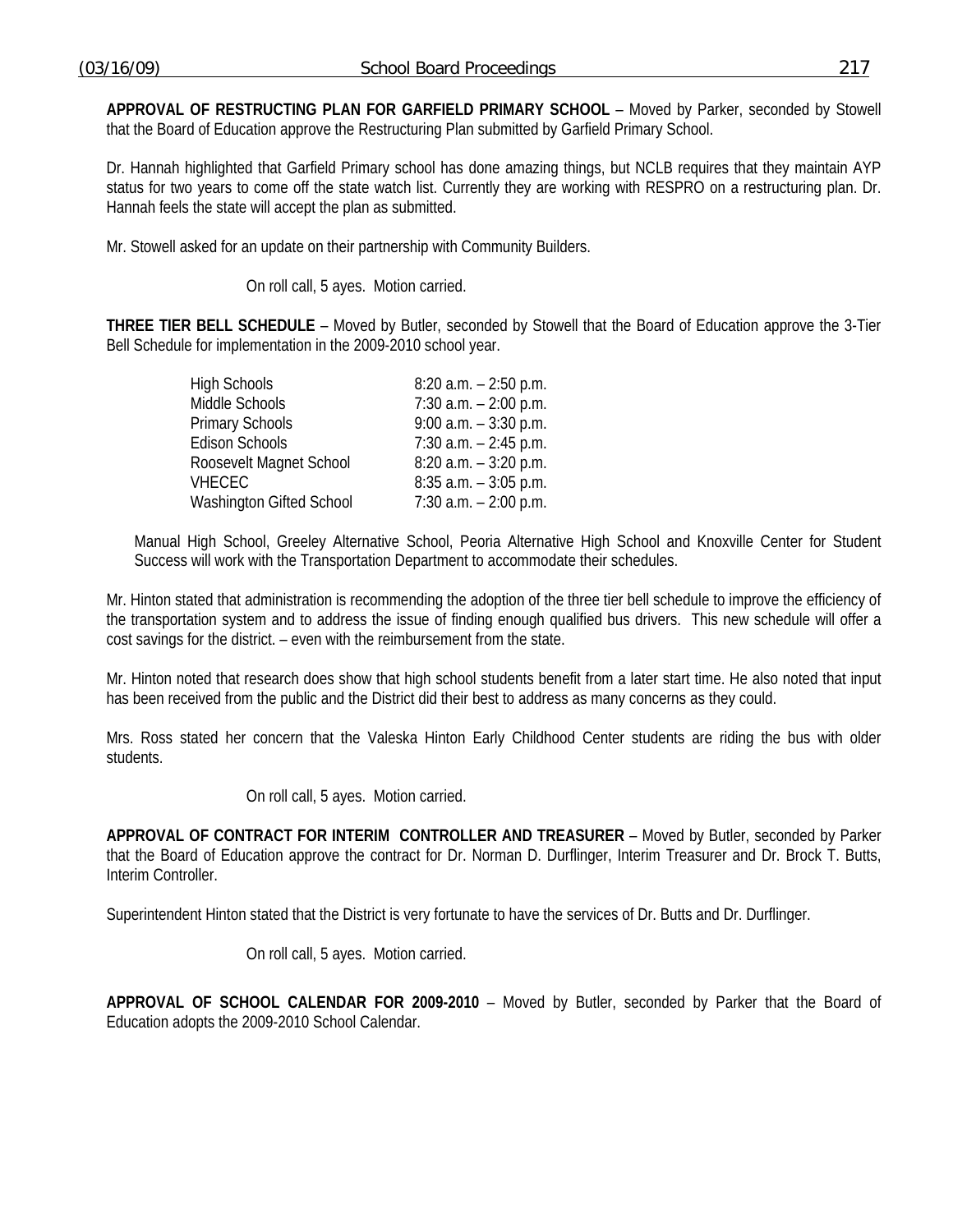**APPROVAL OF RESTRUCTING PLAN FOR GARFIELD PRIMARY SCHOOL** – Moved by Parker, seconded by Stowell that the Board of Education approve the Restructuring Plan submitted by Garfield Primary School.

Dr. Hannah highlighted that Garfield Primary school has done amazing things, but NCLB requires that they maintain AYP status for two years to come off the state watch list. Currently they are working with RESPRO on a restructuring plan. Dr. Hannah feels the state will accept the plan as submitted.

Mr. Stowell asked for an update on their partnership with Community Builders.

On roll call, 5 ayes. Motion carried.

**THREE TIER BELL SCHEDULE** – Moved by Butler, seconded by Stowell that the Board of Education approve the 3-Tier Bell Schedule for implementation in the 2009-2010 school year.

| | |
|---|---|
| High Schools | 8:20 a.m. – 2:50 p.m. |
| Middle Schools | 7:30 a.m. – 2:00 p.m. |
| Primary Schools | 9:00 a.m. – 3:30 p.m. |
| Edison Schools | 7:30 a.m. – 2:45 p.m. |
| Roosevelt Magnet School | 8:20 a.m. – 3:20 p.m. |
| VHECEC | 8:35 a.m. – 3:05 p.m. |
| Washington Gifted School | 7:30 a.m. – 2:00 p.m. |

Manual High School, Greeley Alternative School, Peoria Alternative High School and Knoxville Center for Student Success will work with the Transportation Department to accommodate their schedules.

Mr. Hinton stated that administration is recommending the adoption of the three tier bell schedule to improve the efficiency of the transportation system and to address the issue of finding enough qualified bus drivers. This new schedule will offer a cost savings for the district. – even with the reimbursement from the state.

Mr. Hinton noted that research does show that high school students benefit from a later start time. He also noted that input has been received from the public and the District did their best to address as many concerns as they could.

Mrs. Ross stated her concern that the Valeska Hinton Early Childhood Center students are riding the bus with older students.

On roll call, 5 ayes. Motion carried.

**APPROVAL OF CONTRACT FOR INTERIM CONTROLLER AND TREASURER** – Moved by Butler, seconded by Parker that the Board of Education approve the contract for Dr. Norman D. Durflinger, Interim Treasurer and Dr. Brock T. Butts, Interim Controller.

Superintendent Hinton stated that the District is very fortunate to have the services of Dr. Butts and Dr. Durflinger.

On roll call, 5 ayes. Motion carried.

**APPROVAL OF SCHOOL CALENDAR FOR 2009-2010** – Moved by Butler, seconded by Parker that the Board of Education adopts the 2009-2010 School Calendar.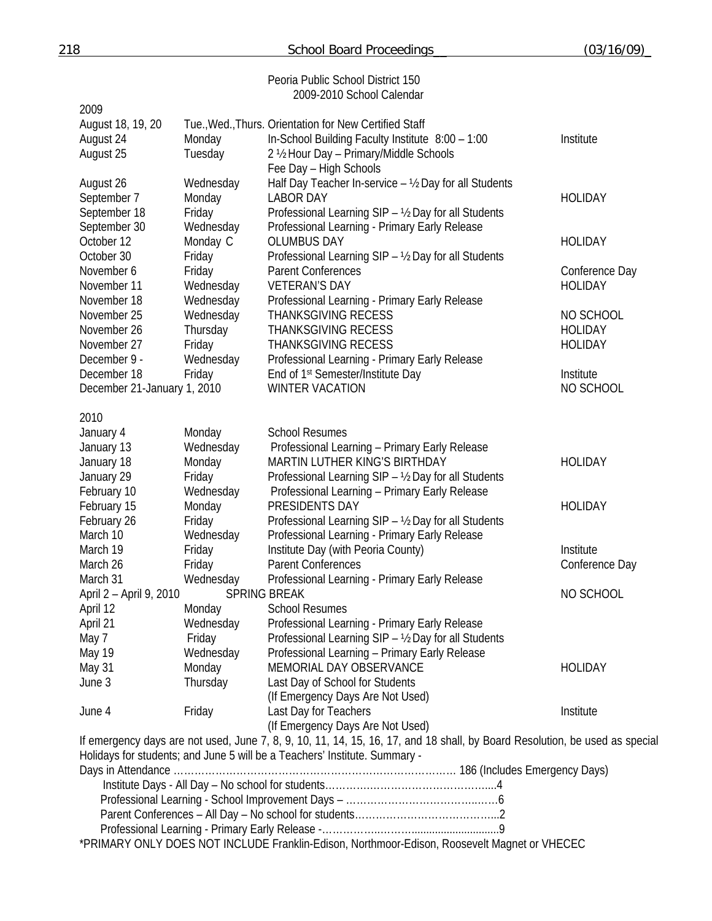Peoria Public School District 150
2009-2010 School Calendar

**2009**

| Date | Day | Event | Type |
|---|---|---|---|
| August 18, 19, 20 | Tue.,Wed.,Thurs. | Orientation for New Certified Staff | |
| August 24 | Monday | In-School Building Faculty Institute 8:00 – 1:00 | Institute |
| August 25 | Tuesday | 2 ½ Hour Day – Primary/Middle Schools<br>Fee Day – High Schools | |
| August 26 | Wednesday | Half Day Teacher In-service – ½ Day for all Students | |
| September 7 | Monday | LABOR DAY | HOLIDAY |
| September 18 | Friday | Professional Learning SIP – ½ Day for all Students | |
| September 30 | Wednesday | Professional Learning - Primary Early Release | |
| October 12 | Monday C | OLUMBUS DAY | HOLIDAY |
| October 30 | Friday | Professional Learning SIP – ½ Day for all Students | |
| November 6 | Friday | Parent Conferences | Conference Day |
| November 11 | Wednesday | VETERAN'S DAY | HOLIDAY |
| November 18 | Wednesday | Professional Learning - Primary Early Release | |
| November 25 | Wednesday | THANKSGIVING RECESS | NO SCHOOL |
| November 26 | Thursday | THANKSGIVING RECESS | HOLIDAY |
| November 27 | Friday | THANKSGIVING RECESS | HOLIDAY |
| December 9 - | Wednesday | Professional Learning - Primary Early Release | |
| December 18 | Friday | End of 1st Semester/Institute Day | Institute |
| December 21-January 1, 2010 | | WINTER VACATION | NO SCHOOL |

**2010**

| Date | Day | Event | Type |
|---|---|---|---|
| January 4 | Monday | School Resumes | |
| January 13 | Wednesday | Professional Learning – Primary Early Release | |
| January 18 | Monday | MARTIN LUTHER KING'S BIRTHDAY | HOLIDAY |
| January 29 | Friday | Professional Learning SIP – ½ Day for all Students | |
| February 10 | Wednesday | Professional Learning – Primary Early Release | |
| February 15 | Monday | PRESIDENTS DAY | HOLIDAY |
| February 26 | Friday | Professional Learning SIP – ½ Day for all Students | |
| March 10 | Wednesday | Professional Learning - Primary Early Release | |
| March 19 | Friday | Institute Day (with Peoria County) | Institute |
| March 26 | Friday | Parent Conferences | Conference Day |
| March 31 | Wednesday | Professional Learning - Primary Early Release | |
| April 2 – April 9, 2010 | | SPRING BREAK | NO SCHOOL |
| April 12 | Monday | School Resumes | |
| April 21 | Wednesday | Professional Learning - Primary Early Release | |
| May 7 | Friday | Professional Learning SIP – ½ Day for all Students | |
| May 19 | Wednesday | Professional Learning – Primary Early Release | |
| May 31 | Monday | MEMORIAL DAY OBSERVANCE | HOLIDAY |
| June 3 | Thursday | Last Day of School for Students<br>(If Emergency Days Are Not Used) | |
| June 4 | Friday | Last Day for Teachers<br>(If Emergency Days Are Not Used) | Institute |

If emergency days are not used, June 7, 8, 9, 10, 11, 14, 15, 16, 17, and 18 shall, by Board Resolution, be used as special Holidays for students; and June 5 will be a Teachers' Institute. Summary -

Days in Attendance …………………………………………………………………… 186 (Includes Emergency Days)
Institute Days - All Day – No school for students…………………………………………....4
Professional Learning - School Improvement Days – ……………………………….……6
Parent Conferences – All Day – No school for students…………………………………...2
Professional Learning - Primary Early Release -……………..……...........................9

*PRIMARY ONLY DOES NOT INCLUDE Franklin-Edison, Northmoor-Edison, Roosevelt Magnet or VHECEC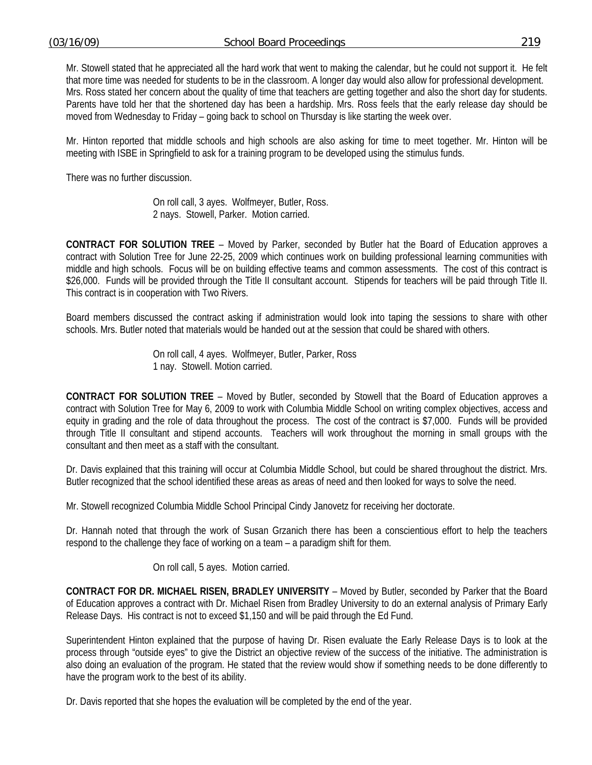Mr. Stowell stated that he appreciated all the hard work that went to making the calendar, but he could not support it. He felt that more time was needed for students to be in the classroom. A longer day would also allow for professional development. Mrs. Ross stated her concern about the quality of time that teachers are getting together and also the short day for students. Parents have told her that the shortened day has been a hardship. Mrs. Ross feels that the early release day should be moved from Wednesday to Friday – going back to school on Thursday is like starting the week over.

Mr. Hinton reported that middle schools and high schools are also asking for time to meet together. Mr. Hinton will be meeting with ISBE in Springfield to ask for a training program to be developed using the stimulus funds.

There was no further discussion.

On roll call, 3 ayes. Wolfmeyer, Butler, Ross.
2 nays. Stowell, Parker. Motion carried.

**CONTRACT FOR SOLUTION TREE** – Moved by Parker, seconded by Butler hat the Board of Education approves a contract with Solution Tree for June 22-25, 2009 which continues work on building professional learning communities with middle and high schools. Focus will be on building effective teams and common assessments. The cost of this contract is $26,000. Funds will be provided through the Title II consultant account. Stipends for teachers will be paid through Title II. This contract is in cooperation with Two Rivers.

Board members discussed the contract asking if administration would look into taping the sessions to share with other schools. Mrs. Butler noted that materials would be handed out at the session that could be shared with others.

On roll call, 4 ayes. Wolfmeyer, Butler, Parker, Ross
1 nay. Stowell. Motion carried.

**CONTRACT FOR SOLUTION TREE** – Moved by Butler, seconded by Stowell that the Board of Education approves a contract with Solution Tree for May 6, 2009 to work with Columbia Middle School on writing complex objectives, access and equity in grading and the role of data throughout the process. The cost of the contract is $7,000. Funds will be provided through Title II consultant and stipend accounts. Teachers will work throughout the morning in small groups with the consultant and then meet as a staff with the consultant.

Dr. Davis explained that this training will occur at Columbia Middle School, but could be shared throughout the district. Mrs. Butler recognized that the school identified these areas as areas of need and then looked for ways to solve the need.

Mr. Stowell recognized Columbia Middle School Principal Cindy Janovetz for receiving her doctorate.

Dr. Hannah noted that through the work of Susan Grzanich there has been a conscientious effort to help the teachers respond to the challenge they face of working on a team – a paradigm shift for them.

On roll call, 5 ayes. Motion carried.

**CONTRACT FOR DR. MICHAEL RISEN, BRADLEY UNIVERSITY** – Moved by Butler, seconded by Parker that the Board of Education approves a contract with Dr. Michael Risen from Bradley University to do an external analysis of Primary Early Release Days. His contract is not to exceed $1,150 and will be paid through the Ed Fund.

Superintendent Hinton explained that the purpose of having Dr. Risen evaluate the Early Release Days is to look at the process through "outside eyes" to give the District an objective review of the success of the initiative. The administration is also doing an evaluation of the program. He stated that the review would show if something needs to be done differently to have the program work to the best of its ability.

Dr. Davis reported that she hopes the evaluation will be completed by the end of the year.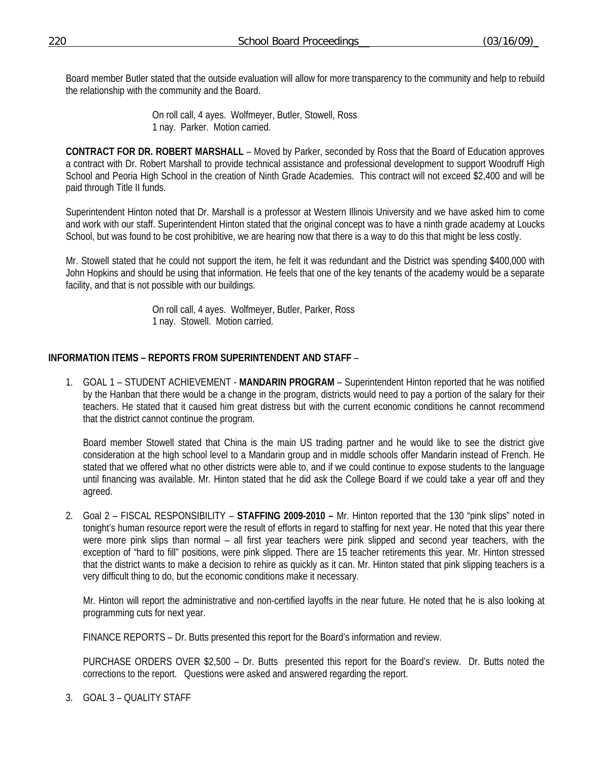Board member Butler stated that the outside evaluation will allow for more transparency to the community and help to rebuild the relationship with the community and the Board.

On roll call, 4 ayes. Wolfmeyer, Butler, Stowell, Ross
1 nay. Parker. Motion carried.

**CONTRACT FOR DR. ROBERT MARSHALL** – Moved by Parker, seconded by Ross that the Board of Education approves a contract with Dr. Robert Marshall to provide technical assistance and professional development to support Woodruff High School and Peoria High School in the creation of Ninth Grade Academies. This contract will not exceed $2,400 and will be paid through Title II funds.

Superintendent Hinton noted that Dr. Marshall is a professor at Western Illinois University and we have asked him to come and work with our staff. Superintendent Hinton stated that the original concept was to have a ninth grade academy at Loucks School, but was found to be cost prohibitive, we are hearing now that there is a way to do this that might be less costly.

Mr. Stowell stated that he could not support the item, he felt it was redundant and the District was spending $400,000 with John Hopkins and should be using that information. He feels that one of the key tenants of the academy would be a separate facility, and that is not possible with our buildings.

On roll call, 4 ayes. Wolfmeyer, Butler, Parker, Ross
1 nay. Stowell. Motion carried.

**INFORMATION ITEMS – REPORTS FROM SUPERINTENDENT AND STAFF** –

1. GOAL 1 – STUDENT ACHIEVEMENT - **MANDARIN PROGRAM** – Superintendent Hinton reported that he was notified by the Hanban that there would be a change in the program, districts would need to pay a portion of the salary for their teachers. He stated that it caused him great distress but with the current economic conditions he cannot recommend that the district cannot continue the program.

   Board member Stowell stated that China is the main US trading partner and he would like to see the district give consideration at the high school level to a Mandarin group and in middle schools offer Mandarin instead of French. He stated that we offered what no other districts were able to, and if we could continue to expose students to the language until financing was available. Mr. Hinton stated that he did ask the College Board if we could take a year off and they agreed.

2. Goal 2 – FISCAL RESPONSIBILITY – **STAFFING 2009-2010 –** Mr. Hinton reported that the 130 "pink slips" noted in tonight's human resource report were the result of efforts in regard to staffing for next year. He noted that this year there were more pink slips than normal – all first year teachers were pink slipped and second year teachers, with the exception of "hard to fill" positions, were pink slipped. There are 15 teacher retirements this year. Mr. Hinton stressed that the district wants to make a decision to rehire as quickly as it can. Mr. Hinton stated that pink slipping teachers is a very difficult thing to do, but the economic conditions make it necessary.

   Mr. Hinton will report the administrative and non-certified layoffs in the near future. He noted that he is also looking at programming cuts for next year.

   FINANCE REPORTS – Dr. Butts presented this report for the Board's information and review.

   PURCHASE ORDERS OVER $2,500 – Dr. Butts presented this report for the Board's review. Dr. Butts noted the corrections to the report. Questions were asked and answered regarding the report.

3. GOAL 3 – QUALITY STAFF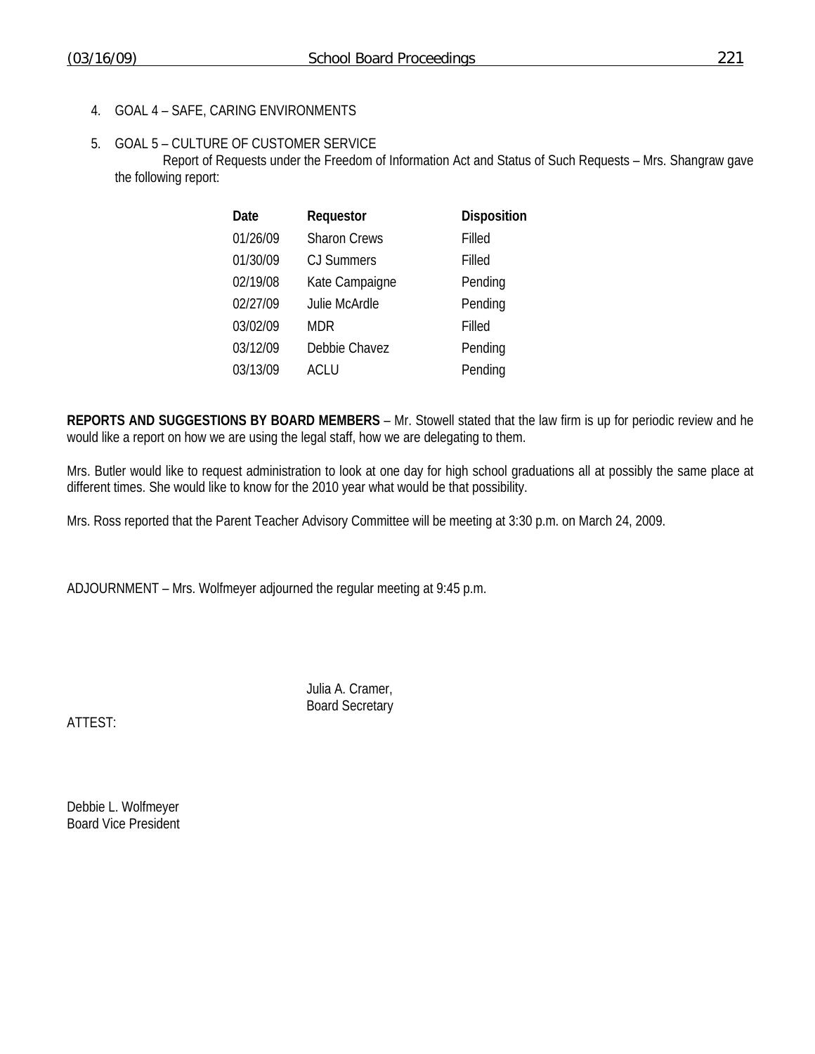4. GOAL 4 – SAFE, CARING ENVIRONMENTS

5. GOAL 5 – CULTURE OF CUSTOMER SERVICE

   Report of Requests under the Freedom of Information Act and Status of Such Requests – Mrs. Shangraw gave the following report:

| Date | Requestor | Disposition |
|---|---|---|
| 01/26/09 | Sharon Crews | Filled |
| 01/30/09 | CJ Summers | Filled |
| 02/19/08 | Kate Campaigne | Pending |
| 02/27/09 | Julie McArdle | Pending |
| 03/02/09 | MDR | Filled |
| 03/12/09 | Debbie Chavez | Pending |
| 03/13/09 | ACLU | Pending |

**REPORTS AND SUGGESTIONS BY BOARD MEMBERS** – Mr. Stowell stated that the law firm is up for periodic review and he would like a report on how we are using the legal staff, how we are delegating to them.

Mrs. Butler would like to request administration to look at one day for high school graduations all at possibly the same place at different times. She would like to know for the 2010 year what would be that possibility.

Mrs. Ross reported that the Parent Teacher Advisory Committee will be meeting at 3:30 p.m. on March 24, 2009.

ADJOURNMENT – Mrs. Wolfmeyer adjourned the regular meeting at 9:45 p.m.

Julia A. Cramer,
Board Secretary

ATTEST:

Debbie L. Wolfmeyer
Board Vice President